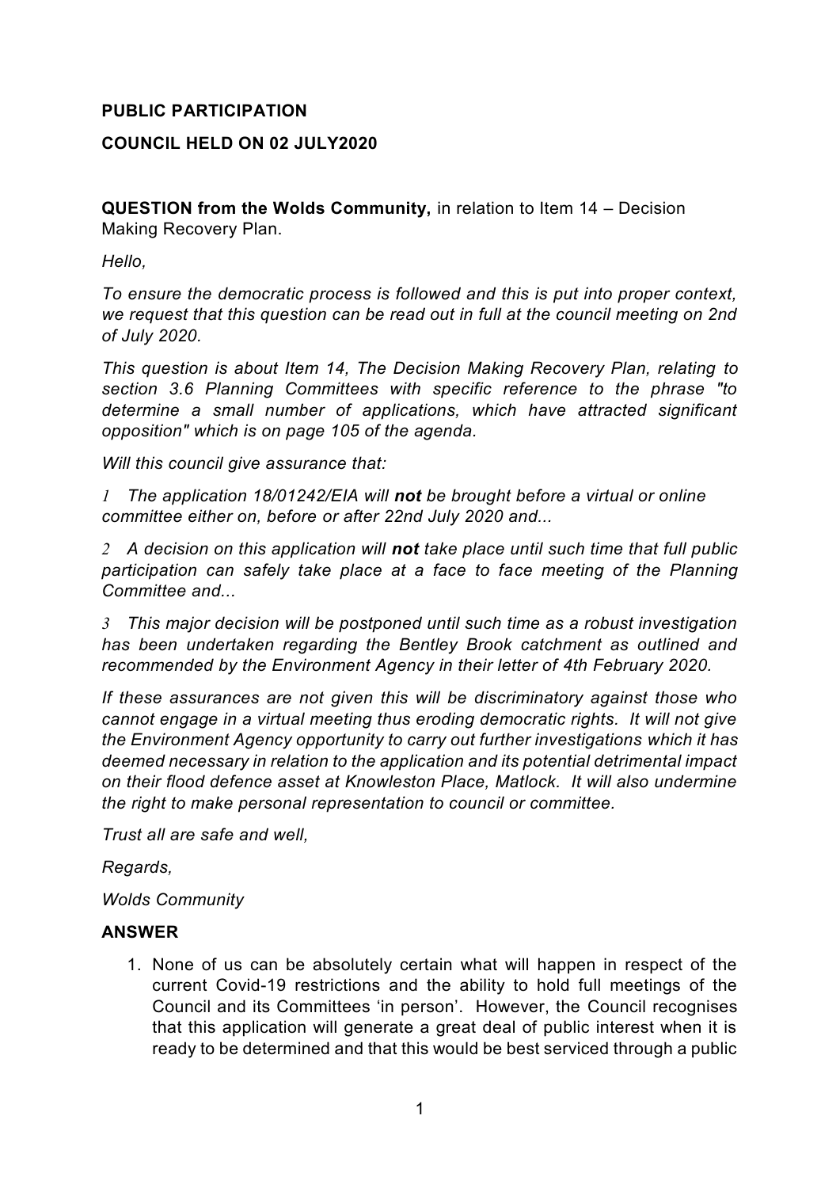**PUBLIC PARTICIPATION**

**COUNCIL HELD ON 02 JULY2020**

**QUESTION from the Wolds Community,** in relation to Item 14 – Decision Making Recovery Plan.

*Hello,*

*To ensure the democratic process is followed and this is put into proper context, we request that this question can be read out in full at the council meeting on 2nd of July 2020.*

*This question is about Item 14, The Decision Making Recovery Plan, relating to section 3.6 Planning Committees with specific reference to the phrase "to determine a small number of applications, which have attracted significant opposition" which is on page 105 of the agenda.*

*Will this council give assurance that:*

*1 The application 18/01242/EIA will **not** be brought before a virtual or online committee either on, before or after 22nd July 2020 and...*

*2 A decision on this application will **not** take place until such time that full public participation can safely take place at a face to face meeting of the Planning Committee and...*

*3 This major decision will be postponed until such time as a robust investigation has been undertaken regarding the Bentley Brook catchment as outlined and recommended by the Environment Agency in their letter of 4th February 2020.*

*If these assurances are not given this will be discriminatory against those who cannot engage in a virtual meeting thus eroding democratic rights. It will not give the Environment Agency opportunity to carry out further investigations which it has deemed necessary in relation to the application and its potential detrimental impact on their flood defence asset at Knowleston Place, Matlock. It will also undermine the right to make personal representation to council or committee.*

*Trust all are safe and well,*

*Regards,*

*Wolds Community*

**ANSWER**

1. None of us can be absolutely certain what will happen in respect of the current Covid-19 restrictions and the ability to hold full meetings of the Council and its Committees 'in person'. However, the Council recognises that this application will generate a great deal of public interest when it is ready to be determined and that this would be best serviced through a public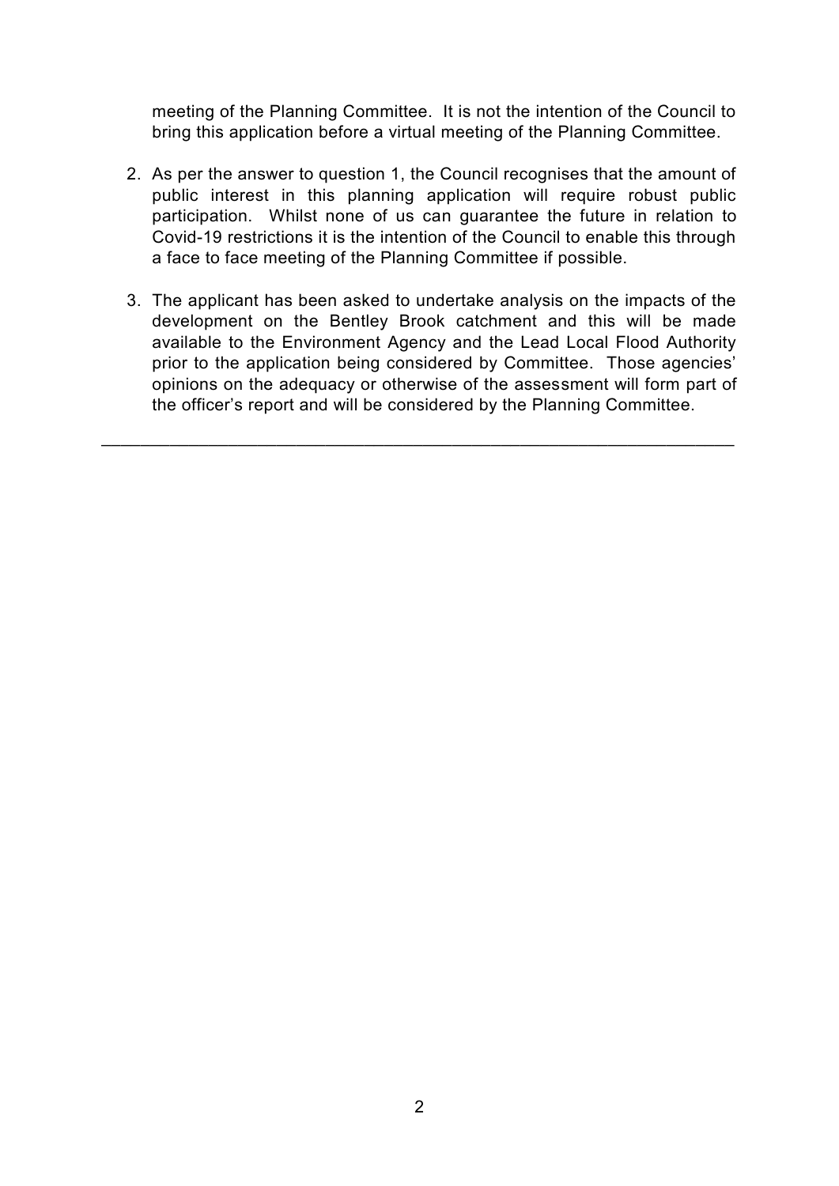meeting of the Planning Committee. It is not the intention of the Council to bring this application before a virtual meeting of the Planning Committee.

2. As per the answer to question 1, the Council recognises that the amount of public interest in this planning application will require robust public participation. Whilst none of us can guarantee the future in relation to Covid-19 restrictions it is the intention of the Council to enable this through a face to face meeting of the Planning Committee if possible.

3. The applicant has been asked to undertake analysis on the impacts of the development on the Bentley Brook catchment and this will be made available to the Environment Agency and the Lead Local Flood Authority prior to the application being considered by Committee. Those agencies' opinions on the adequacy or otherwise of the assessment will form part of the officer's report and will be considered by the Planning Committee.

---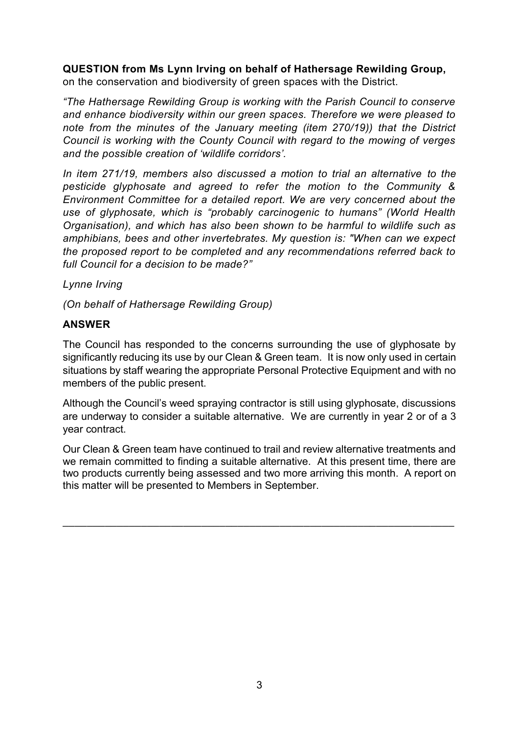**QUESTION from Ms Lynn Irving on behalf of Hathersage Rewilding Group,** on the conservation and biodiversity of green spaces with the District.

*"The Hathersage Rewilding Group is working with the Parish Council to conserve and enhance biodiversity within our green spaces. Therefore we were pleased to note from the minutes of the January meeting (item 270/19)) that the District Council is working with the County Council with regard to the mowing of verges and the possible creation of 'wildlife corridors'.*

*In item 271/19, members also discussed a motion to trial an alternative to the pesticide glyphosate and agreed to refer the motion to the Community & Environment Committee for a detailed report. We are very concerned about the use of glyphosate, which is "probably carcinogenic to humans" (World Health Organisation), and which has also been shown to be harmful to wildlife such as amphibians, bees and other invertebrates. My question is: "When can we expect the proposed report to be completed and any recommendations referred back to full Council for a decision to be made?"*

*Lynne Irving*

*(On behalf of Hathersage Rewilding Group)*

**ANSWER**

The Council has responded to the concerns surrounding the use of glyphosate by significantly reducing its use by our Clean & Green team. It is now only used in certain situations by staff wearing the appropriate Personal Protective Equipment and with no members of the public present.

Although the Council's weed spraying contractor is still using glyphosate, discussions are underway to consider a suitable alternative. We are currently in year 2 or of a 3 year contract.

Our Clean & Green team have continued to trail and review alternative treatments and we remain committed to finding a suitable alternative. At this present time, there are two products currently being assessed and two more arriving this month. A report on this matter will be presented to Members in September.

---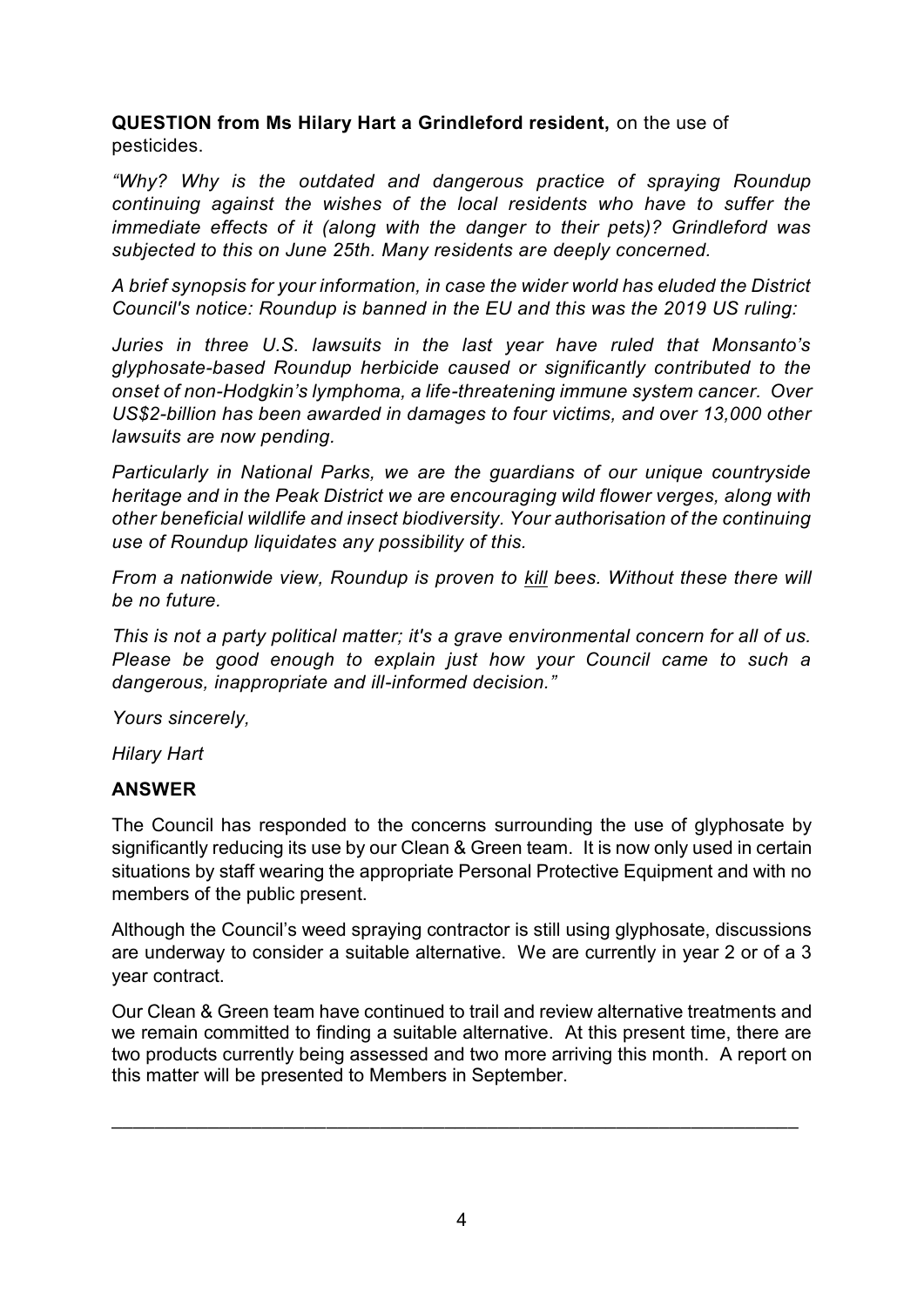**QUESTION from Ms Hilary Hart a Grindleford resident,** on the use of pesticides.

*"Why? Why is the outdated and dangerous practice of spraying Roundup continuing against the wishes of the local residents who have to suffer the immediate effects of it (along with the danger to their pets)? Grindleford was subjected to this on June 25th. Many residents are deeply concerned.*

*A brief synopsis for your information, in case the wider world has eluded the District Council's notice: Roundup is banned in the EU and this was the 2019 US ruling:*

*Juries in three U.S. lawsuits in the last year have ruled that Monsanto's glyphosate-based Roundup herbicide caused or significantly contributed to the onset of non-Hodgkin's lymphoma, a life-threatening immune system cancer. Over US$2-billion has been awarded in damages to four victims, and over 13,000 other lawsuits are now pending.*

*Particularly in National Parks, we are the guardians of our unique countryside heritage and in the Peak District we are encouraging wild flower verges, along with other beneficial wildlife and insect biodiversity. Your authorisation of the continuing use of Roundup liquidates any possibility of this.*

*From a nationwide view, Roundup is proven to <u>kill</u> bees. Without these there will be no future.*

*This is not a party political matter; it's a grave environmental concern for all of us. Please be good enough to explain just how your Council came to such a dangerous, inappropriate and ill-informed decision."*

*Yours sincerely,*

*Hilary Hart*

**ANSWER**

The Council has responded to the concerns surrounding the use of glyphosate by significantly reducing its use by our Clean & Green team. It is now only used in certain situations by staff wearing the appropriate Personal Protective Equipment and with no members of the public present.

Although the Council's weed spraying contractor is still using glyphosate, discussions are underway to consider a suitable alternative. We are currently in year 2 or of a 3 year contract.

Our Clean & Green team have continued to trail and review alternative treatments and we remain committed to finding a suitable alternative. At this present time, there are two products currently being assessed and two more arriving this month. A report on this matter will be presented to Members in September.

---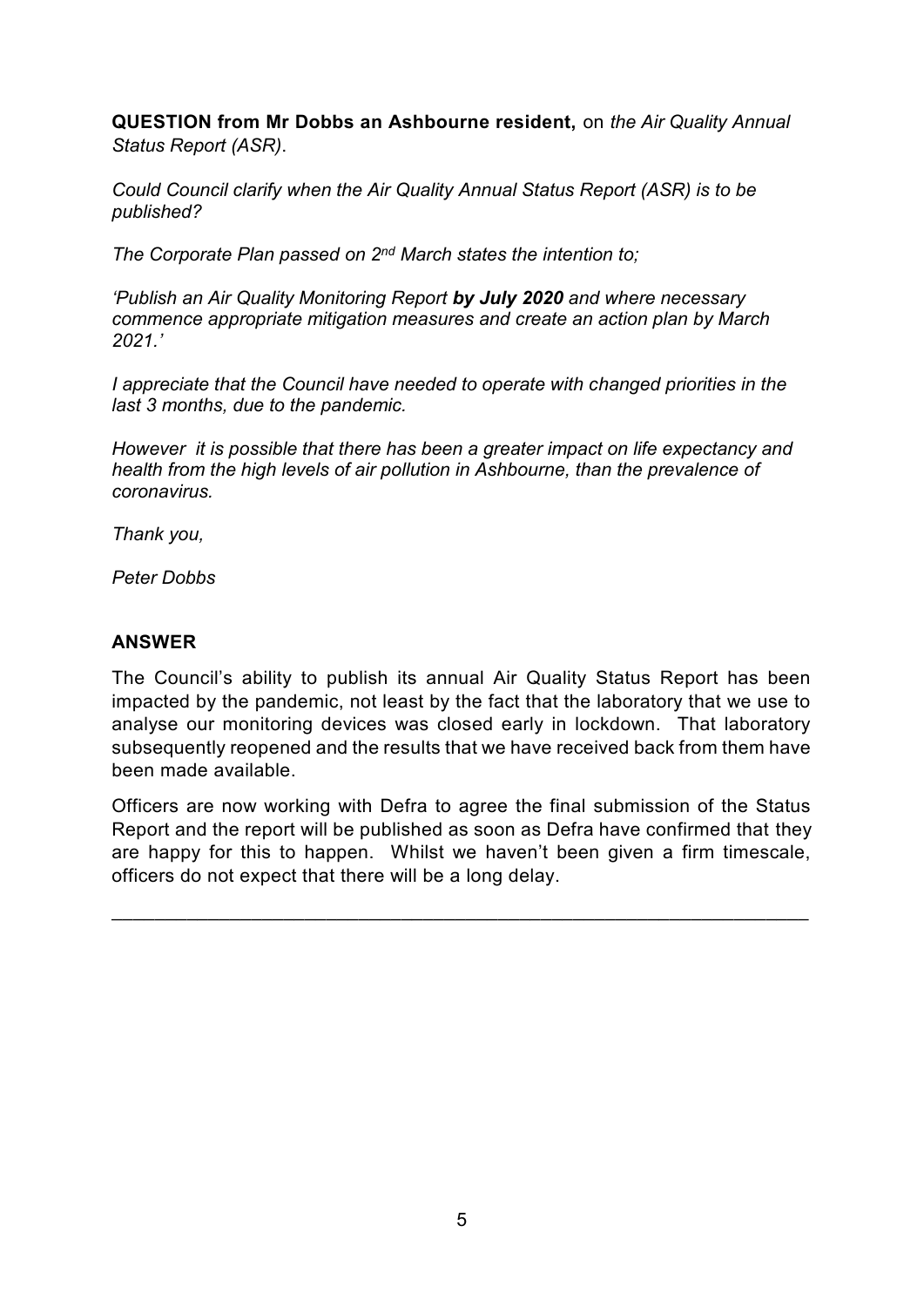**QUESTION from Mr Dobbs an Ashbourne resident,** on *the Air Quality Annual Status Report (ASR)*.

*Could Council clarify when the Air Quality Annual Status Report (ASR) is to be published?*

*The Corporate Plan passed on 2nd March states the intention to;*

*'Publish an Air Quality Monitoring Report **by July 2020** and where necessary commence appropriate mitigation measures and create an action plan by March 2021.'*

*I appreciate that the Council have needed to operate with changed priorities in the last 3 months, due to the pandemic.*

*However it is possible that there has been a greater impact on life expectancy and health from the high levels of air pollution in Ashbourne, than the prevalence of coronavirus.*

*Thank you,*

*Peter Dobbs*

## ANSWER

The Council's ability to publish its annual Air Quality Status Report has been impacted by the pandemic, not least by the fact that the laboratory that we use to analyse our monitoring devices was closed early in lockdown. That laboratory subsequently reopened and the results that we have received back from them have been made available.

Officers are now working with Defra to agree the final submission of the Status Report and the report will be published as soon as Defra have confirmed that they are happy for this to happen. Whilst we haven't been given a firm timescale, officers do not expect that there will be a long delay.

---